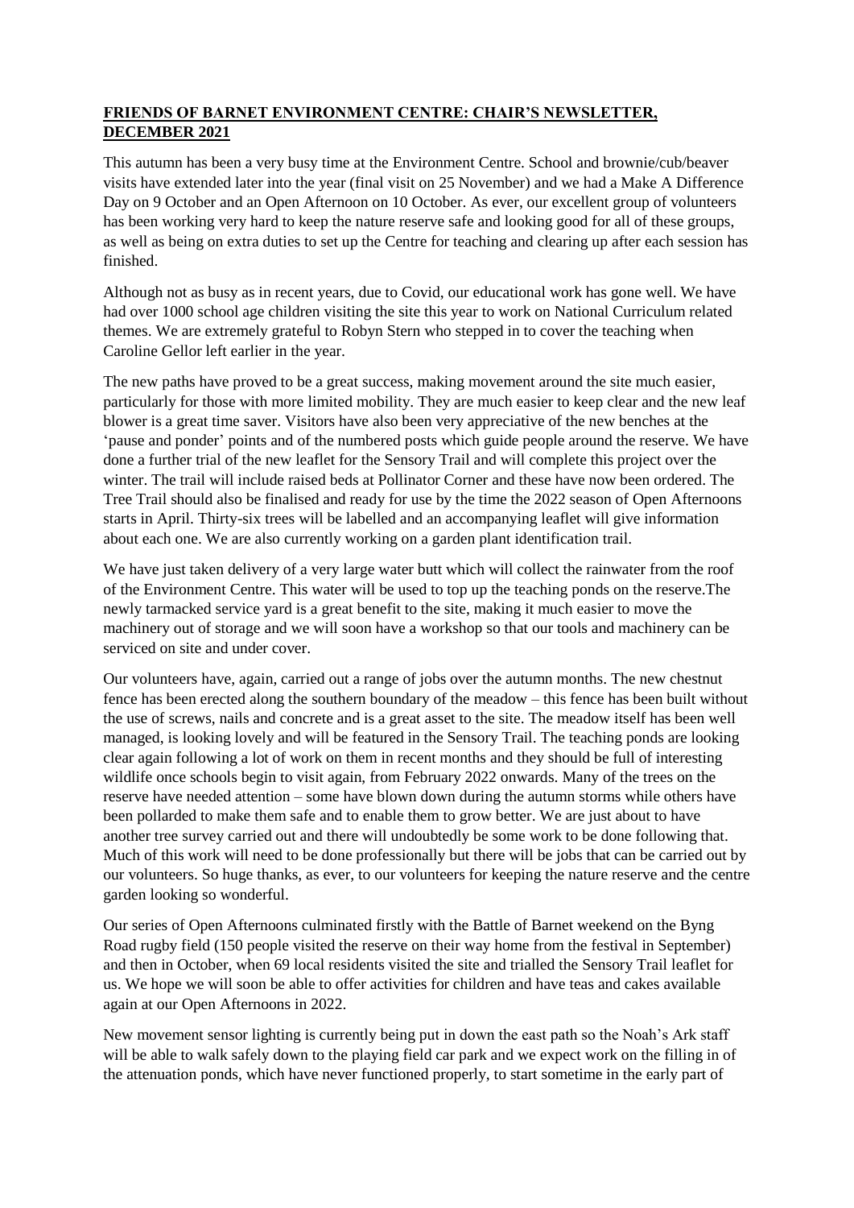**FRIENDS OF BARNET ENVIRONMENT CENTRE: CHAIR'S NEWSLETTER, DECEMBER 2021**

This autumn has been a very busy time at the Environment Centre. School and brownie/cub/beaver visits have extended later into the year (final visit on 25 November) and we had a Make A Difference Day on 9 October and an Open Afternoon on 10 October. As ever, our excellent group of volunteers has been working very hard to keep the nature reserve safe and looking good for all of these groups, as well as being on extra duties to set up the Centre for teaching and clearing up after each session has finished.

Although not as busy as in recent years, due to Covid, our educational work has gone well. We have had over 1000 school age children visiting the site this year to work on National Curriculum related themes. We are extremely grateful to Robyn Stern who stepped in to cover the teaching when Caroline Gellor left earlier in the year.

The new paths have proved to be a great success, making movement around the site much easier, particularly for those with more limited mobility. They are much easier to keep clear and the new leaf blower is a great time saver. Visitors have also been very appreciative of the new benches at the 'pause and ponder' points and of the numbered posts which guide people around the reserve. We have done a further trial of the new leaflet for the Sensory Trail and will complete this project over the winter. The trail will include raised beds at Pollinator Corner and these have now been ordered. The Tree Trail should also be finalised and ready for use by the time the 2022 season of Open Afternoons starts in April. Thirty-six trees will be labelled and an accompanying leaflet will give information about each one. We are also currently working on a garden plant identification trail.

We have just taken delivery of a very large water butt which will collect the rainwater from the roof of the Environment Centre. This water will be used to top up the teaching ponds on the reserve.The newly tarmacked service yard is a great benefit to the site, making it much easier to move the machinery out of storage and we will soon have a workshop so that our tools and machinery can be serviced on site and under cover.

Our volunteers have, again, carried out a range of jobs over the autumn months. The new chestnut fence has been erected along the southern boundary of the meadow – this fence has been built without the use of screws, nails and concrete and is a great asset to the site. The meadow itself has been well managed, is looking lovely and will be featured in the Sensory Trail. The teaching ponds are looking clear again following a lot of work on them in recent months and they should be full of interesting wildlife once schools begin to visit again, from February 2022 onwards. Many of the trees on the reserve have needed attention – some have blown down during the autumn storms while others have been pollarded to make them safe and to enable them to grow better. We are just about to have another tree survey carried out and there will undoubtedly be some work to be done following that. Much of this work will need to be done professionally but there will be jobs that can be carried out by our volunteers. So huge thanks, as ever, to our volunteers for keeping the nature reserve and the centre garden looking so wonderful.

Our series of Open Afternoons culminated firstly with the Battle of Barnet weekend on the Byng Road rugby field (150 people visited the reserve on their way home from the festival in September) and then in October, when 69 local residents visited the site and trialled the Sensory Trail leaflet for us. We hope we will soon be able to offer activities for children and have teas and cakes available again at our Open Afternoons in 2022.

New movement sensor lighting is currently being put in down the east path so the Noah's Ark staff will be able to walk safely down to the playing field car park and we expect work on the filling in of the attenuation ponds, which have never functioned properly, to start sometime in the early part of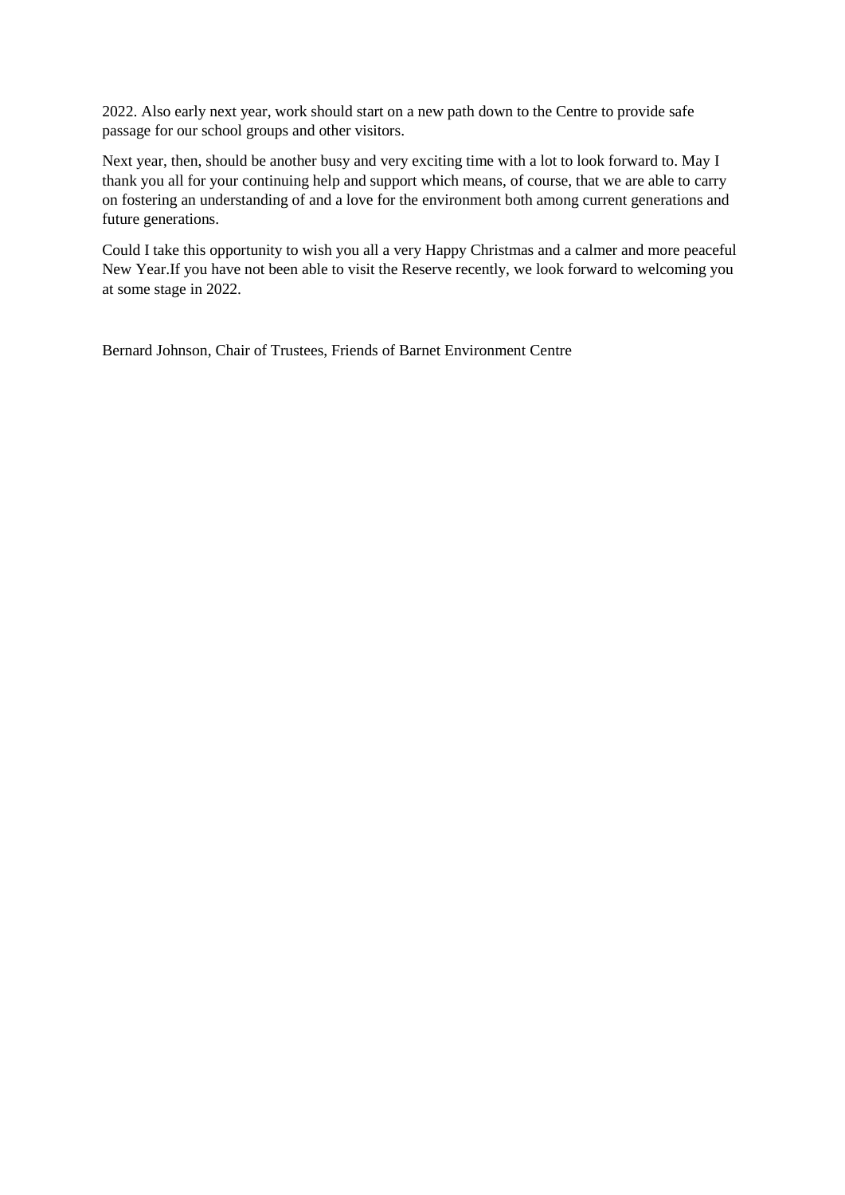2022. Also early next year, work should start on a new path down to the Centre to provide safe passage for our school groups and other visitors.

Next year, then, should be another busy and very exciting time with a lot to look forward to. May I thank you all for your continuing help and support which means, of course, that we are able to carry on fostering an understanding of and a love for the environment both among current generations and future generations.

Could I take this opportunity to wish you all a very Happy Christmas and a calmer and more peaceful New Year.If you have not been able to visit the Reserve recently, we look forward to welcoming you at some stage in 2022.

Bernard Johnson, Chair of Trustees, Friends of Barnet Environment Centre